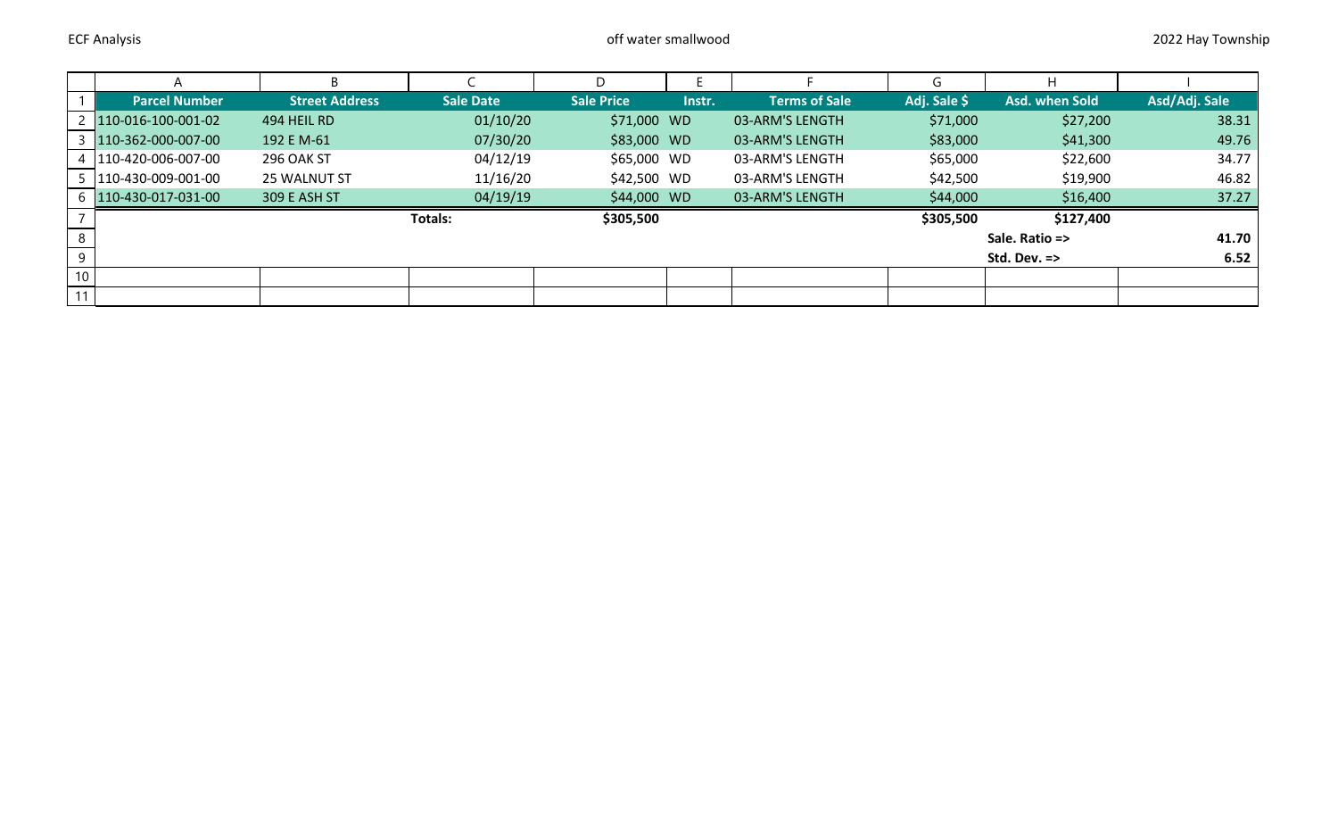ECF Analysis

off water smallwood

2022 Hay Township

| Parcel Number | Street Address | Sale Date | Sale Price | Instr. | Terms of Sale | Adj. Sale $ | Asd. when Sold | Asd/Adj. Sale |
|---|---|---|---|---|---|---|---|---|
| 110-016-100-001-02 | 494 HEIL RD | 01/10/20 | $71,000 | WD | 03-ARM'S LENGTH | $71,000 | $27,200 | 38.31 |
| 110-362-000-007-00 | 192 E M-61 | 07/30/20 | $83,000 | WD | 03-ARM'S LENGTH | $83,000 | $41,300 | 49.76 |
| 110-420-006-007-00 | 296 OAK ST | 04/12/19 | $65,000 | WD | 03-ARM'S LENGTH | $65,000 | $22,600 | 34.77 |
| 110-430-009-001-00 | 25 WALNUT ST | 11/16/20 | $42,500 | WD | 03-ARM'S LENGTH | $42,500 | $19,900 | 46.82 |
| 110-430-017-031-00 | 309 E ASH ST | 04/19/19 | $44,000 | WD | 03-ARM'S LENGTH | $44,000 | $16,400 | 37.27 |
| | | **Totals:** | **$305,500** | | | **$305,500** | **$127,400** | |
| | | | | | | | **Sale. Ratio =>** | **41.70** |
| | | | | | | | **Std. Dev. =>** | **6.52** |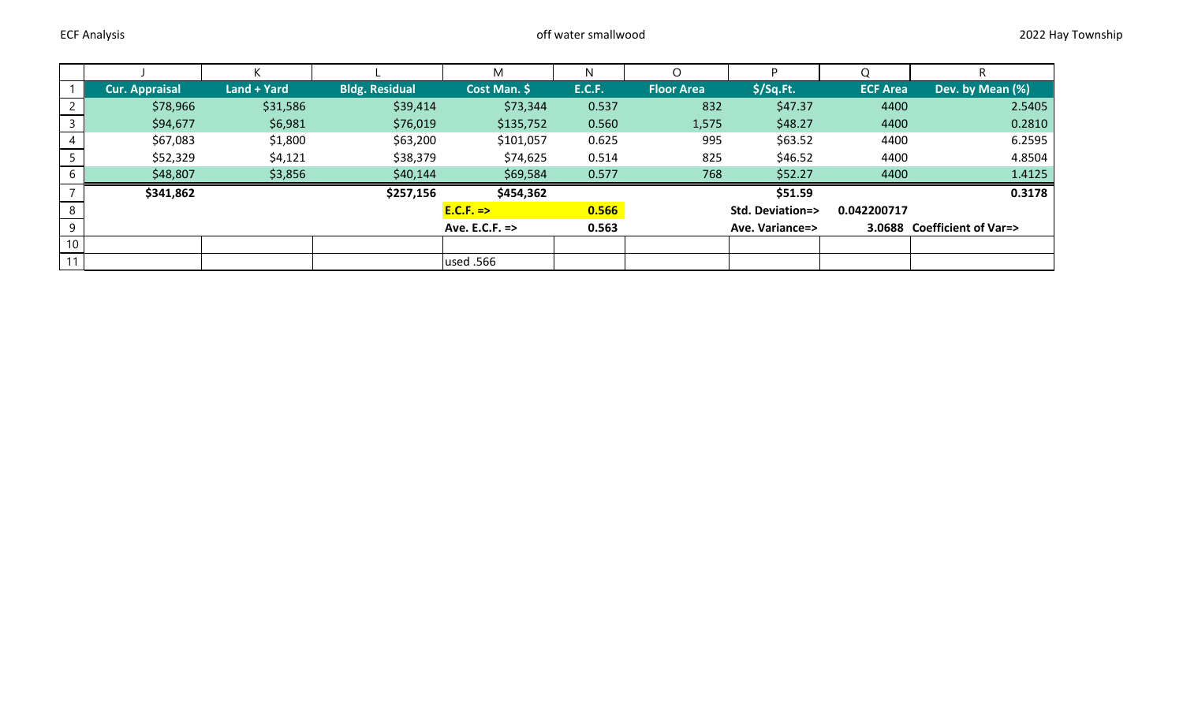ECF Analysis — off water smallwood — 2022 Hay Township

|   | J | K | L | M | N | O | P | Q | R |
|---|---|---|---|---|---|---|---|---|---|
| 1 | **Cur. Appraisal** | **Land + Yard** | **Bldg. Residual** | **Cost Man. $** | **E.C.F.** | **Floor Area** | **$/Sq.Ft.** | **ECF Area** | **Dev. by Mean (%)** |
| 2 | $78,966 | $31,586 | $39,414 | $73,344 | 0.537 | 832 | $47.37 | 4400 | 2.5405 |
| 3 | $94,677 | $6,981 | $76,019 | $135,752 | 0.560 | 1,575 | $48.27 | 4400 | 0.2810 |
| 4 | $67,083 | $1,800 | $63,200 | $101,057 | 0.625 | 995 | $63.52 | 4400 | 6.2595 |
| 5 | $52,329 | $4,121 | $38,379 | $74,625 | 0.514 | 825 | $46.52 | 4400 | 4.8504 |
| 6 | $48,807 | $3,856 | $40,144 | $69,584 | 0.577 | 768 | $52.27 | 4400 | 1.4125 |
| 7 | **$341,862** | | **$257,156** | **$454,362** | | | **$51.59** | | **0.3178** |
| 8 | | | | **E.C.F. =>** | **0.566** | | **Std. Deviation=>** | **0.042200717** | |
| 9 | | | | **Ave. E.C.F. =>** | **0.563** | | **Ave. Variance=>** | **3.0688** | **Coefficient of Var=>** |
| 10 | | | | | | | | | |
| 11 | | | | used .566 | | | | | |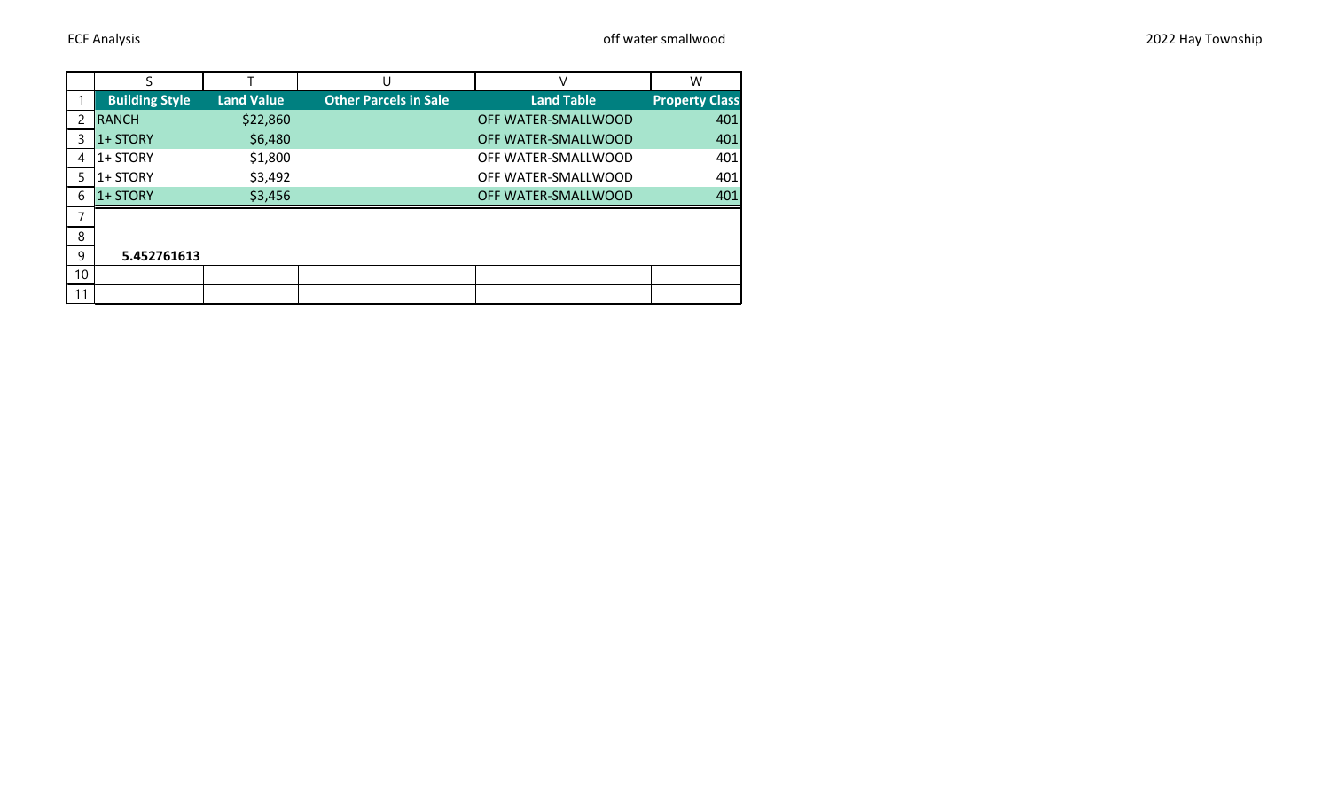| Building Style | Land Value | Other Parcels in Sale | Land Table | Property Class |
|---|---|---|---|---|
| RANCH | $22,860 | | OFF WATER-SMALLWOOD | 401 |
| 1+ STORY | $6,480 | | OFF WATER-SMALLWOOD | 401 |
| 1+ STORY | $1,800 | | OFF WATER-SMALLWOOD | 401 |
| 1+ STORY | $3,492 | | OFF WATER-SMALLWOOD | 401 |
| 1+ STORY | $3,456 | | OFF WATER-SMALLWOOD | 401 |
| | | | | |
| | | | | |
| **5.452761613** | | | | |
| | | | | |
| | | | | |